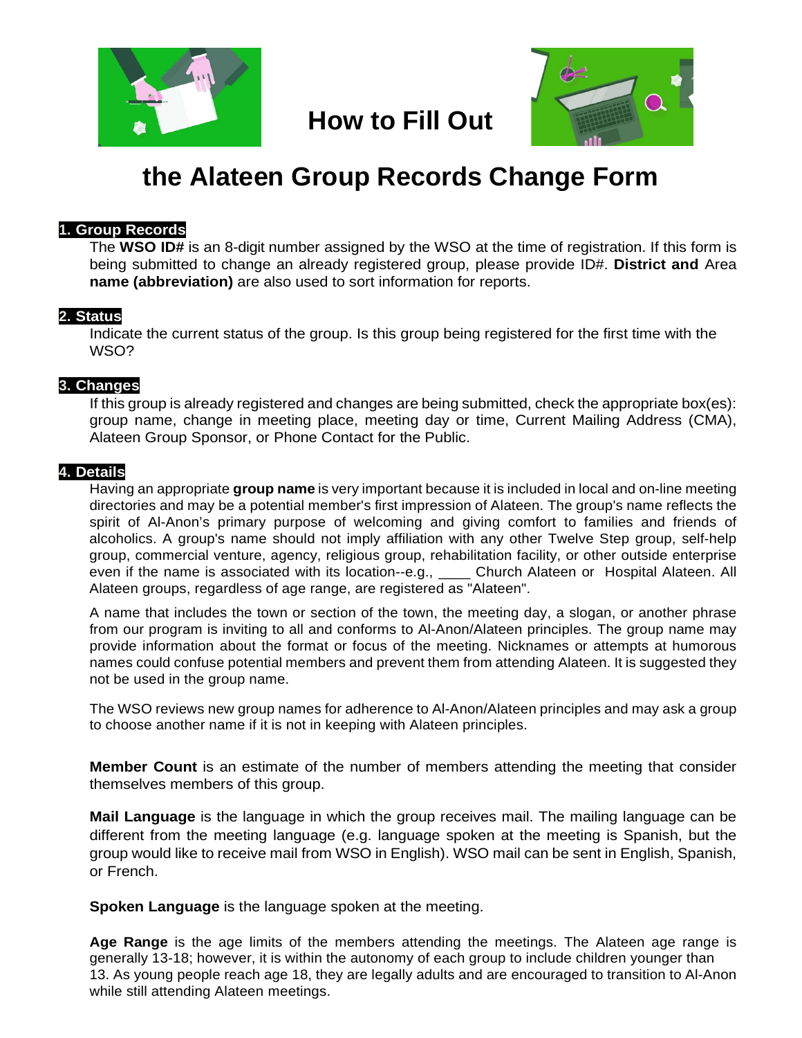# How to Fill Out the Alateen Group Records Change Form

## 1. Group Records

The **WSO ID#** is an 8-digit number assigned by the WSO at the time of registration. If this form is being submitted to change an already registered group, please provide ID#. **District and** Area **name (abbreviation)** are also used to sort information for reports.

## 2. Status

Indicate the current status of the group. Is this group being registered for the first time with the WSO?

## 3. Changes

If this group is already registered and changes are being submitted, check the appropriate box(es): group name, change in meeting place, meeting day or time, Current Mailing Address (CMA), Alateen Group Sponsor, or Phone Contact for the Public.

## 4. Details

Having an appropriate **group name** is very important because it is included in local and on-line meeting directories and may be a potential member's first impression of Alateen. The group's name reflects the spirit of Al-Anon's primary purpose of welcoming and giving comfort to families and friends of alcoholics. A group's name should not imply affiliation with any other Twelve Step group, self-help group, commercial venture, agency, religious group, rehabilitation facility, or other outside enterprise even if the name is associated with its location--e.g., ____ Church Alateen or Hospital Alateen. All Alateen groups, regardless of age range, are registered as "Alateen".

A name that includes the town or section of the town, the meeting day, a slogan, or another phrase from our program is inviting to all and conforms to Al-Anon/Alateen principles. The group name may provide information about the format or focus of the meeting. Nicknames or attempts at humorous names could confuse potential members and prevent them from attending Alateen. It is suggested they not be used in the group name.

The WSO reviews new group names for adherence to Al-Anon/Alateen principles and may ask a group to choose another name if it is not in keeping with Alateen principles.

**Member Count** is an estimate of the number of members attending the meeting that consider themselves members of this group.

**Mail Language** is the language in which the group receives mail. The mailing language can be different from the meeting language (e.g. language spoken at the meeting is Spanish, but the group would like to receive mail from WSO in English). WSO mail can be sent in English, Spanish, or French.

**Spoken Language** is the language spoken at the meeting.

**Age Range** is the age limits of the members attending the meetings. The Alateen age range is generally 13-18; however, it is within the autonomy of each group to include children younger than 13. As young people reach age 18, they are legally adults and are encouraged to transition to Al-Anon while still attending Alateen meetings.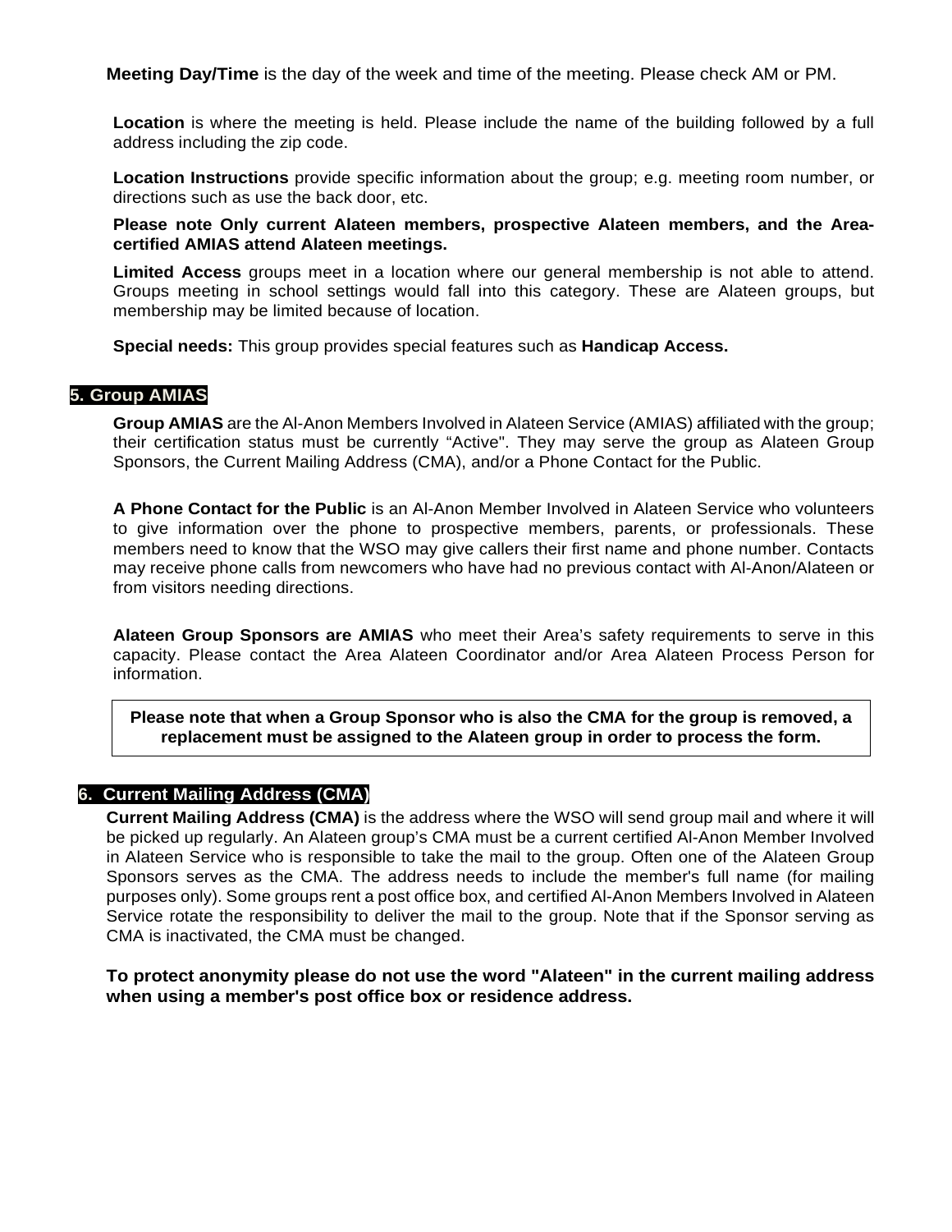**Meeting Day/Time** is the day of the week and time of the meeting. Please check AM or PM.

**Location** is where the meeting is held. Please include the name of the building followed by a full address including the zip code.

**Location Instructions** provide specific information about the group; e.g. meeting room number, or directions such as use the back door, etc.

**Please note Only current Alateen members, prospective Alateen members, and the Area-certified AMIAS attend Alateen meetings.**

**Limited Access** groups meet in a location where our general membership is not able to attend. Groups meeting in school settings would fall into this category. These are Alateen groups, but membership may be limited because of location.

**Special needs:** This group provides special features such as **Handicap Access.**

## 5. Group AMIAS

**Group AMIAS** are the Al-Anon Members Involved in Alateen Service (AMIAS) affiliated with the group; their certification status must be currently "Active". They may serve the group as Alateen Group Sponsors, the Current Mailing Address (CMA), and/or a Phone Contact for the Public.

**A Phone Contact for the Public** is an Al-Anon Member Involved in Alateen Service who volunteers to give information over the phone to prospective members, parents, or professionals. These members need to know that the WSO may give callers their first name and phone number. Contacts may receive phone calls from newcomers who have had no previous contact with Al-Anon/Alateen or from visitors needing directions.

**Alateen Group Sponsors are AMIAS** who meet their Area's safety requirements to serve in this capacity. Please contact the Area Alateen Coordinator and/or Area Alateen Process Person for information.

**Please note that when a Group Sponsor who is also the CMA for the group is removed, a replacement must be assigned to the Alateen group in order to process the form.**

## 6. Current Mailing Address (CMA)

**Current Mailing Address (CMA)** is the address where the WSO will send group mail and where it will be picked up regularly. An Alateen group's CMA must be a current certified Al-Anon Member Involved in Alateen Service who is responsible to take the mail to the group. Often one of the Alateen Group Sponsors serves as the CMA. The address needs to include the member's full name (for mailing purposes only). Some groups rent a post office box, and certified Al-Anon Members Involved in Alateen Service rotate the responsibility to deliver the mail to the group. Note that if the Sponsor serving as CMA is inactivated, the CMA must be changed.

**To protect anonymity please do not use the word "Alateen" in the current mailing address when using a member's post office box or residence address.**